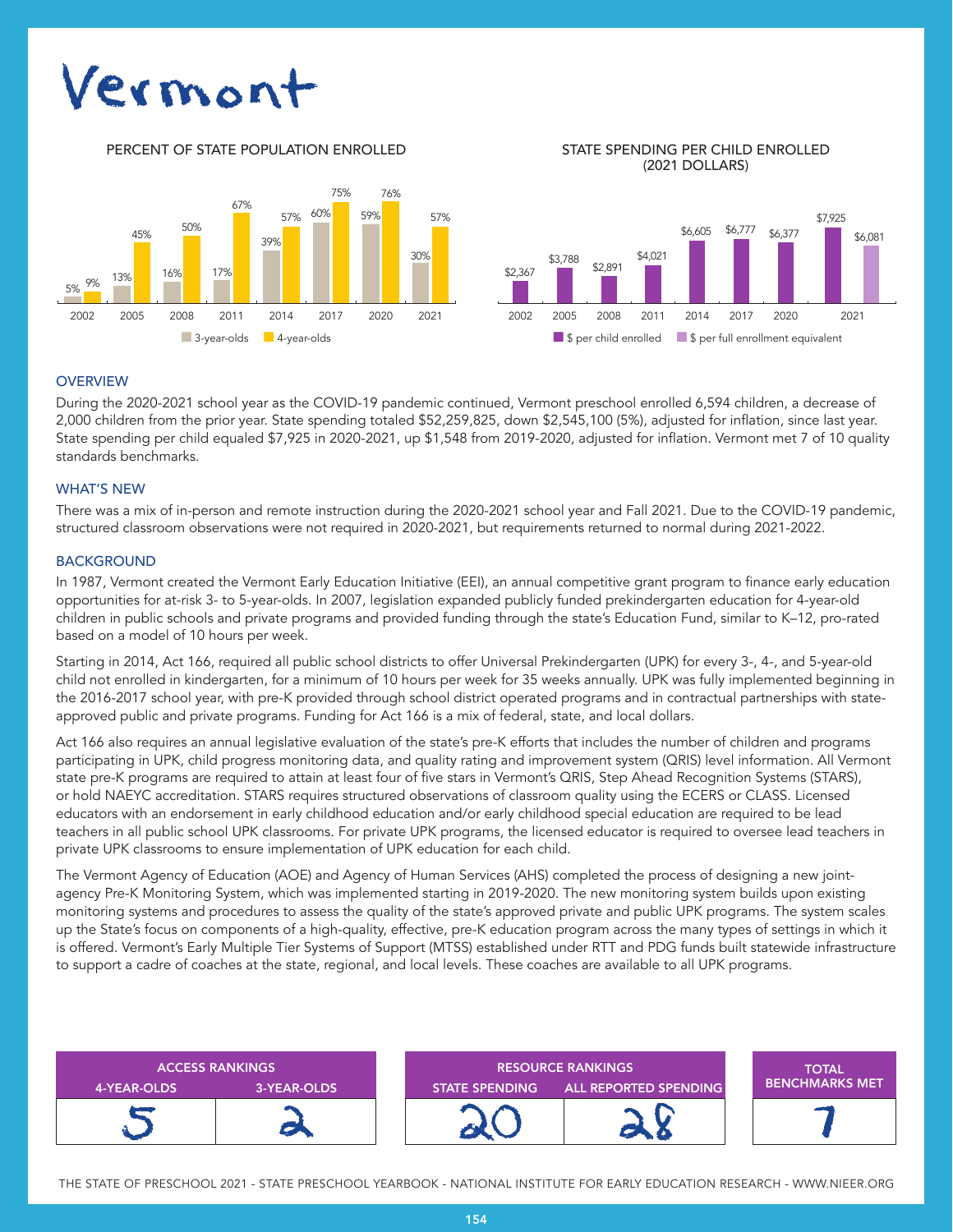# Vermont

### PERCENT OF STATE POPULATION ENROLLED

| Year | 3-year-olds | 4-year-olds |
|---|---|---|
| 2002 | 5% | 9% |
| 2005 | 13% | 45% |
| 2008 | 16% | 50% |
| 2011 | 17% | 67% |
| 2014 | 39% | 57% |
| 2017 | 60% | 75% |
| 2020 | 59% | 76% |
| 2021 | 30% | 57% |

### STATE SPENDING PER CHILD ENROLLED (2021 DOLLARS)

| Year | $ per child enrolled | $ per full enrollment equivalent |
|---|---|---|
| 2002 | $2,367 | |
| 2005 | $3,788 | |
| 2008 | $2,891 | |
| 2011 | $4,021 | |
| 2014 | $6,605 | |
| 2017 | $6,777 | |
| 2020 | $6,377 | |
| 2021 | $7,925 | $6,081 |

## OVERVIEW

During the 2020-2021 school year as the COVID-19 pandemic continued, Vermont preschool enrolled 6,594 children, a decrease of 2,000 children from the prior year. State spending totaled $52,259,825, down $2,545,100 (5%), adjusted for inflation, since last year. State spending per child equaled $7,925 in 2020-2021, up $1,548 from 2019-2020, adjusted for inflation. Vermont met 7 of 10 quality standards benchmarks.

## WHAT'S NEW

There was a mix of in-person and remote instruction during the 2020-2021 school year and Fall 2021. Due to the COVID-19 pandemic, structured classroom observations were not required in 2020-2021, but requirements returned to normal during 2021-2022.

## BACKGROUND

In 1987, Vermont created the Vermont Early Education Initiative (EEI), an annual competitive grant program to finance early education opportunities for at-risk 3- to 5-year-olds. In 2007, legislation expanded publicly funded prekindergarten education for 4-year-old children in public schools and private programs and provided funding through the state's Education Fund, similar to K–12, pro-rated based on a model of 10 hours per week.

Starting in 2014, Act 166, required all public school districts to offer Universal Prekindergarten (UPK) for every 3-, 4-, and 5-year-old child not enrolled in kindergarten, for a minimum of 10 hours per week for 35 weeks annually. UPK was fully implemented beginning in the 2016-2017 school year, with pre-K provided through school district operated programs and in contractual partnerships with state-approved public and private programs. Funding for Act 166 is a mix of federal, state, and local dollars.

Act 166 also requires an annual legislative evaluation of the state's pre-K efforts that includes the number of children and programs participating in UPK, child progress monitoring data, and quality rating and improvement system (QRIS) level information. All Vermont state pre-K programs are required to attain at least four of five stars in Vermont's QRIS, Step Ahead Recognition Systems (STARS), or hold NAEYC accreditation. STARS requires structured observations of classroom quality using the ECERS or CLASS. Licensed educators with an endorsement in early childhood education and/or early childhood special education are required to be lead teachers in all public school UPK classrooms. For private UPK programs, the licensed educator is required to oversee lead teachers in private UPK classrooms to ensure implementation of UPK education for each child.

The Vermont Agency of Education (AOE) and Agency of Human Services (AHS) completed the process of designing a new joint-agency Pre-K Monitoring System, which was implemented starting in 2019-2020. The new monitoring system builds upon existing monitoring systems and procedures to assess the quality of the state's approved private and public UPK programs. The system scales up the State's focus on components of a high-quality, effective, pre-K education program across the many types of settings in which it is offered. Vermont's Early Multiple Tier Systems of Support (MTSS) established under RTT and PDG funds built statewide infrastructure to support a cadre of coaches at the state, regional, and local levels. These coaches are available to all UPK programs.

| ACCESS RANKINGS | | RESOURCE RANKINGS | | TOTAL BENCHMARKS MET |
|---|---|---|---|---|
| 4-YEAR-OLDS | 3-YEAR-OLDS | STATE SPENDING | ALL REPORTED SPENDING | |
| 5 | 2 | 20 | 28 | 7 |

THE STATE OF PRESCHOOL 2021 - STATE PRESCHOOL YEARBOOK - NATIONAL INSTITUTE FOR EARLY EDUCATION RESEARCH - WWW.NIEER.ORG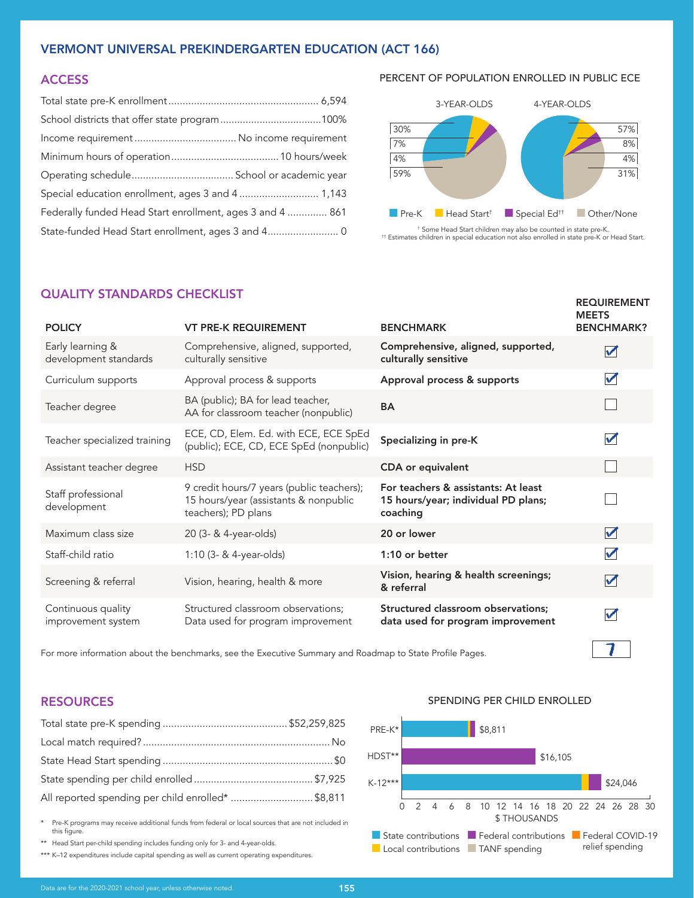## VERMONT UNIVERSAL PREKINDERGARTEN EDUCATION (ACT 166)

### ACCESS

Total state pre-K enrollment ........ 6,594
School districts that offer state program ........ 100%
Income requirement ........ No income requirement
Minimum hours of operation ........ 10 hours/week
Operating schedule ........ School or academic year
Special education enrollment, ages 3 and 4 ........ 1,143
Federally funded Head Start enrollment, ages 3 and 4 ........ 861
State-funded Head Start enrollment, ages 3 and 4 ........ 0

PERCENT OF POPULATION ENROLLED IN PUBLIC ECE

3-YEAR-OLDS
30%
7%
4%
59%

4-YEAR-OLDS
57%
8%
4%
31%

Pre-K
Head Start†
Special Ed††
Other/None

† Some Head Start children may also be counted in state pre-K.
†† Estimates children in special education not also enrolled in state pre-K or Head Start.

### QUALITY STANDARDS CHECKLIST

| POLICY | VT PRE-K REQUIREMENT | BENCHMARK | REQUIREMENT MEETS BENCHMARK? |
|---|---|---|---|
| Early learning & development standards | Comprehensive, aligned, supported, culturally sensitive | **Comprehensive, aligned, supported, culturally sensitive** | ☑ |
| Curriculum supports | Approval process & supports | **Approval process & supports** | ☑ |
| Teacher degree | BA (public); BA for lead teacher, AA for classroom teacher (nonpublic) | **BA** | ☐ |
| Teacher specialized training | ECE, CD, Elem. Ed. with ECE, ECE SpEd (public); ECE, CD, ECE SpEd (nonpublic) | **Specializing in pre-K** | ☑ |
| Assistant teacher degree | HSD | **CDA or equivalent** | ☐ |
| Staff professional development | 9 credit hours/7 years (public teachers); 15 hours/year (assistants & nonpublic teachers); PD plans | **For teachers & assistants: At least 15 hours/year; individual PD plans; coaching** | ☐ |
| Maximum class size | 20 (3- & 4-year-olds) | **20 or lower** | ☑ |
| Staff-child ratio | 1:10 (3- & 4-year-olds) | **1:10 or better** | ☑ |
| Screening & referral | Vision, hearing, health & more | **Vision, hearing & health screenings; & referral** | ☑ |
| Continuous quality improvement system | Structured classroom observations; Data used for program improvement | **Structured classroom observations; data used for program improvement** | ☑ |

For more information about the benchmarks, see the Executive Summary and Roadmap to State Profile Pages.

7

### RESOURCES

Total state pre-K spending ........ $52,259,825
Local match required? ........ No
State Head Start spending ........ $0
State spending per child enrolled ........ $7,925
All reported spending per child enrolled* ........ $8,811

\* Pre-K programs may receive additional funds from federal or local sources that are not included in this figure.

** Head Start per-child spending includes funding only for 3- and 4-year-olds.

*** K–12 expenditures include capital spending as well as current operating expenditures.

SPENDING PER CHILD ENROLLED

PRE-K* $8,811
HDST** $16,105
K-12*** $24,046

0 2 4 6 8 10 12 14 16 18 20 22 24 26 28 30
$ THOUSANDS

State contributions
Local contributions
Federal contributions
TANF spending
Federal COVID-19 relief spending

Data are for the 2020-2021 school year, unless otherwise noted.